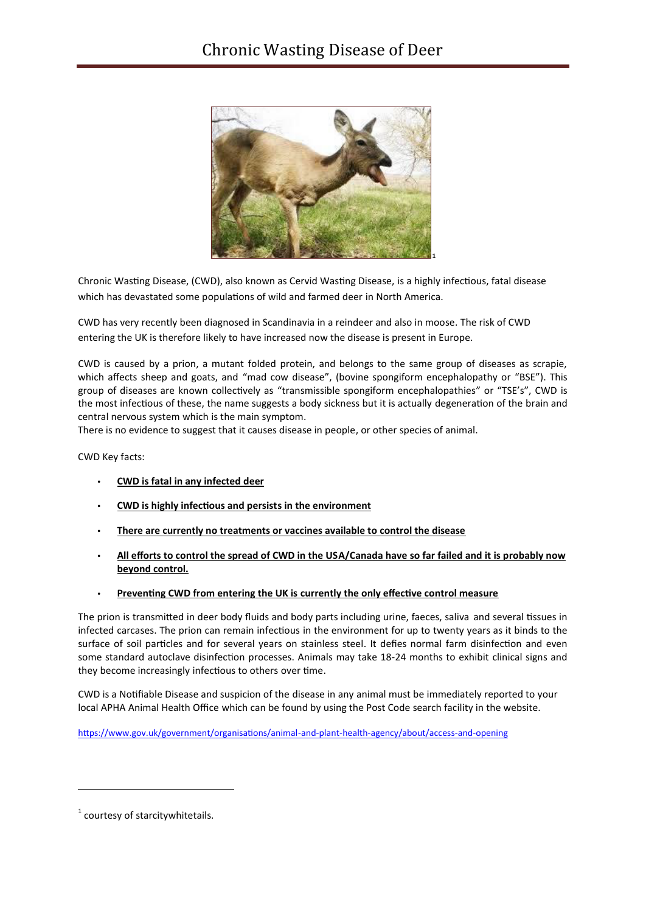# Chronic Wasting Disease of Deer

[1]

Chronic Wasting Disease, (CWD), also known as Cervid Wasting Disease, is a highly infectious, fatal disease which has devastated some populations of wild and farmed deer in North America.

CWD has very recently been diagnosed in Scandinavia in a reindeer and also in moose. The risk of CWD entering the UK is therefore likely to have increased now the disease is present in Europe.

CWD is caused by a prion, a mutant folded protein, and belongs to the same group of diseases as scrapie, which affects sheep and goats, and "mad cow disease", (bovine spongiform encephalopathy or "BSE"). This group of diseases are known collectively as "transmissible spongiform encephalopathies" or "TSE's", CWD is the most infectious of these, the name suggests a body sickness but it is actually degeneration of the brain and central nervous system which is the main symptom.
There is no evidence to suggest that it causes disease in people, or other species of animal.

CWD Key facts:

- **CWD is fatal in any infected deer**
- **CWD is highly infectious and persists in the environment**
- **There are currently no treatments or vaccines available to control the disease**
- **All efforts to control the spread of CWD in the USA/Canada have so far failed and it is probably now beyond control.**
- **Preventing CWD from entering the UK is currently the only effective control measure**

The prion is transmitted in deer body fluids and body parts including urine, faeces, saliva and several tissues in infected carcases. The prion can remain infectious in the environment for up to twenty years as it binds to the surface of soil particles and for several years on stainless steel. It defies normal farm disinfection and even some standard autoclave disinfection processes. Animals may take 18-24 months to exhibit clinical signs and they become increasingly infectious to others over time.

CWD is a Notifiable Disease and suspicion of the disease in any animal must be immediately reported to your local APHA Animal Health Office which can be found by using the Post Code search facility in the website.

https://www.gov.uk/government/organisations/animal-and-plant-health-agency/about/access-and-opening

[1] courtesy of starcitywhitetails.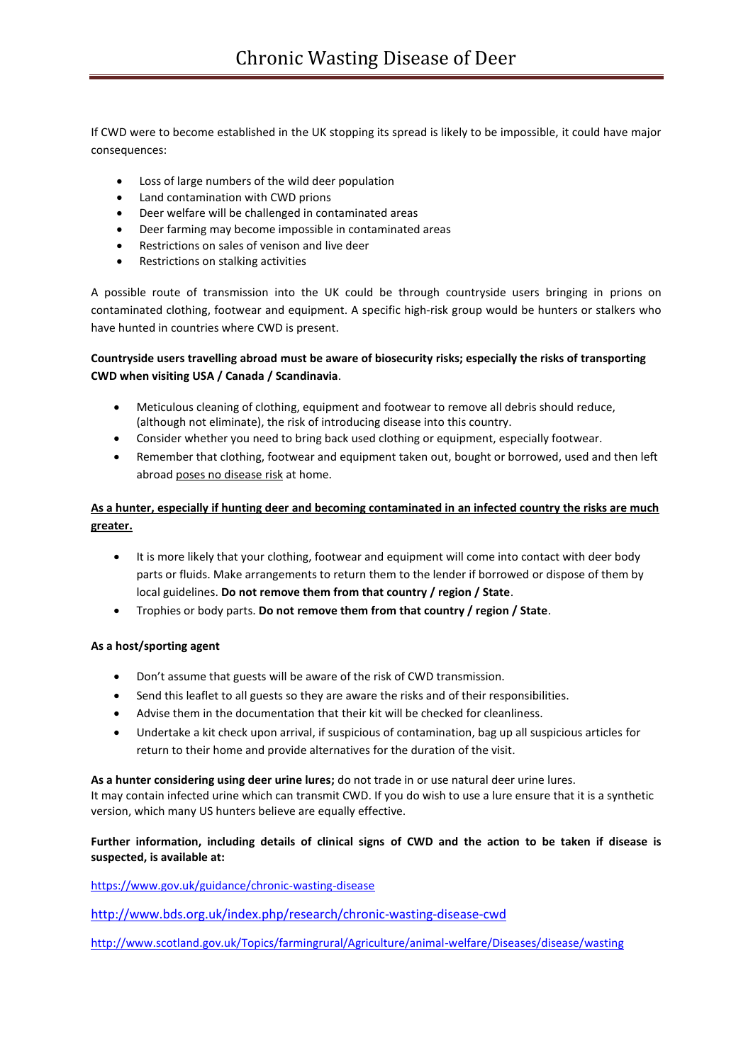# Chronic Wasting Disease of Deer

If CWD were to become established in the UK stopping its spread is likely to be impossible, it could have major consequences:

- Loss of large numbers of the wild deer population
- Land contamination with CWD prions
- Deer welfare will be challenged in contaminated areas
- Deer farming may become impossible in contaminated areas
- Restrictions on sales of venison and live deer
- Restrictions on stalking activities

A possible route of transmission into the UK could be through countryside users bringing in prions on contaminated clothing, footwear and equipment. A specific high-risk group would be hunters or stalkers who have hunted in countries where CWD is present.

**Countryside users travelling abroad must be aware of biosecurity risks; especially the risks of transporting CWD when visiting USA / Canada / Scandinavia**.

- Meticulous cleaning of clothing, equipment and footwear to remove all debris should reduce, (although not eliminate), the risk of introducing disease into this country.
- Consider whether you need to bring back used clothing or equipment, especially footwear.
- Remember that clothing, footwear and equipment taken out, bought or borrowed, used and then left abroad poses no disease risk at home.

**As a hunter, especially if hunting deer and becoming contaminated in an infected country the risks are much greater.**

- It is more likely that your clothing, footwear and equipment will come into contact with deer body parts or fluids. Make arrangements to return them to the lender if borrowed or dispose of them by local guidelines. **Do not remove them from that country / region / State**.
- Trophies or body parts. **Do not remove them from that country / region / State**.

**As a host/sporting agent**

- Don't assume that guests will be aware of the risk of CWD transmission.
- Send this leaflet to all guests so they are aware the risks and of their responsibilities.
- Advise them in the documentation that their kit will be checked for cleanliness.
- Undertake a kit check upon arrival, if suspicious of contamination, bag up all suspicious articles for return to their home and provide alternatives for the duration of the visit.

**As a hunter considering using deer urine lures;** do not trade in or use natural deer urine lures. It may contain infected urine which can transmit CWD. If you do wish to use a lure ensure that it is a synthetic version, which many US hunters believe are equally effective.

**Further information, including details of clinical signs of CWD and the action to be taken if disease is suspected, is available at:**

https://www.gov.uk/guidance/chronic-wasting-disease

http://www.bds.org.uk/index.php/research/chronic-wasting-disease-cwd

http://www.scotland.gov.uk/Topics/farmingrural/Agriculture/animal-welfare/Diseases/disease/wasting